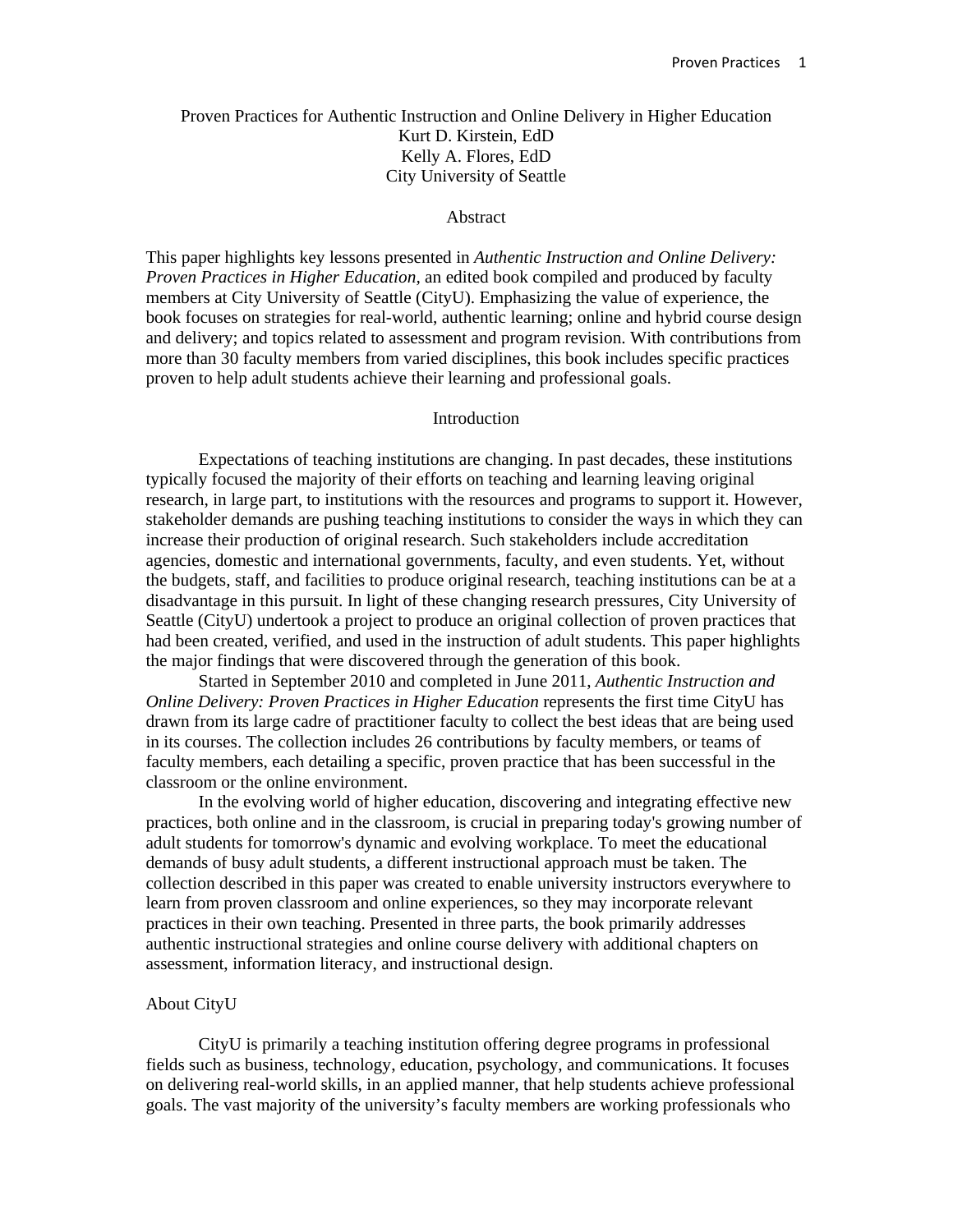# Proven Practices for Authentic Instruction and Online Delivery in Higher Education

Kurt D. Kirstein, EdD
Kelly A. Flores, EdD
City University of Seattle

## Abstract

This paper highlights key lessons presented in *Authentic Instruction and Online Delivery: Proven Practices in Higher Education,* an edited book compiled and produced by faculty members at City University of Seattle (CityU). Emphasizing the value of experience, the book focuses on strategies for real-world, authentic learning; online and hybrid course design and delivery; and topics related to assessment and program revision. With contributions from more than 30 faculty members from varied disciplines, this book includes specific practices proven to help adult students achieve their learning and professional goals.

## Introduction

Expectations of teaching institutions are changing. In past decades, these institutions typically focused the majority of their efforts on teaching and learning leaving original research, in large part, to institutions with the resources and programs to support it. However, stakeholder demands are pushing teaching institutions to consider the ways in which they can increase their production of original research. Such stakeholders include accreditation agencies, domestic and international governments, faculty, and even students. Yet, without the budgets, staff, and facilities to produce original research, teaching institutions can be at a disadvantage in this pursuit. In light of these changing research pressures, City University of Seattle (CityU) undertook a project to produce an original collection of proven practices that had been created, verified, and used in the instruction of adult students. This paper highlights the major findings that were discovered through the generation of this book.

Started in September 2010 and completed in June 2011, *Authentic Instruction and Online Delivery: Proven Practices in Higher Education* represents the first time CityU has drawn from its large cadre of practitioner faculty to collect the best ideas that are being used in its courses. The collection includes 26 contributions by faculty members, or teams of faculty members, each detailing a specific, proven practice that has been successful in the classroom or the online environment.

In the evolving world of higher education, discovering and integrating effective new practices, both online and in the classroom, is crucial in preparing today's growing number of adult students for tomorrow's dynamic and evolving workplace. To meet the educational demands of busy adult students, a different instructional approach must be taken. The collection described in this paper was created to enable university instructors everywhere to learn from proven classroom and online experiences, so they may incorporate relevant practices in their own teaching. Presented in three parts, the book primarily addresses authentic instructional strategies and online course delivery with additional chapters on assessment, information literacy, and instructional design.

### About CityU

CityU is primarily a teaching institution offering degree programs in professional fields such as business, technology, education, psychology, and communications. It focuses on delivering real-world skills, in an applied manner, that help students achieve professional goals. The vast majority of the university's faculty members are working professionals who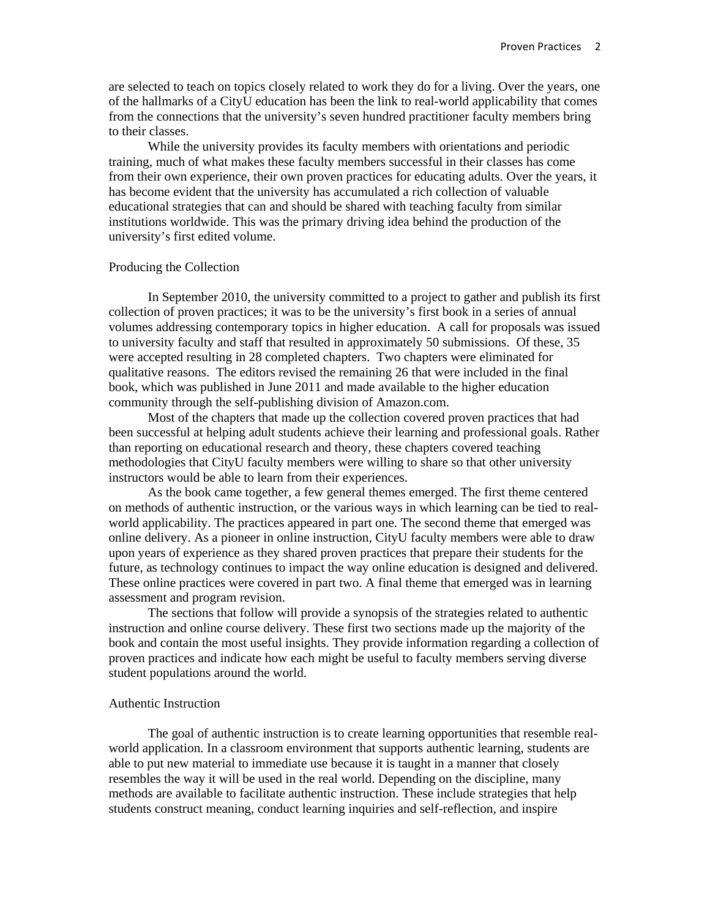are selected to teach on topics closely related to work they do for a living. Over the years, one of the hallmarks of a CityU education has been the link to real-world applicability that comes from the connections that the university's seven hundred practitioner faculty members bring to their classes.

While the university provides its faculty members with orientations and periodic training, much of what makes these faculty members successful in their classes has come from their own experience, their own proven practices for educating adults. Over the years, it has become evident that the university has accumulated a rich collection of valuable educational strategies that can and should be shared with teaching faculty from similar institutions worldwide. This was the primary driving idea behind the production of the university's first edited volume.

## Producing the Collection

In September 2010, the university committed to a project to gather and publish its first collection of proven practices; it was to be the university's first book in a series of annual volumes addressing contemporary topics in higher education. A call for proposals was issued to university faculty and staff that resulted in approximately 50 submissions. Of these, 35 were accepted resulting in 28 completed chapters. Two chapters were eliminated for qualitative reasons. The editors revised the remaining 26 that were included in the final book, which was published in June 2011 and made available to the higher education community through the self-publishing division of Amazon.com.

Most of the chapters that made up the collection covered proven practices that had been successful at helping adult students achieve their learning and professional goals. Rather than reporting on educational research and theory, these chapters covered teaching methodologies that CityU faculty members were willing to share so that other university instructors would be able to learn from their experiences.

As the book came together, a few general themes emerged. The first theme centered on methods of authentic instruction, or the various ways in which learning can be tied to real-world applicability. The practices appeared in part one. The second theme that emerged was online delivery. As a pioneer in online instruction, CityU faculty members were able to draw upon years of experience as they shared proven practices that prepare their students for the future, as technology continues to impact the way online education is designed and delivered. These online practices were covered in part two. A final theme that emerged was in learning assessment and program revision.

The sections that follow will provide a synopsis of the strategies related to authentic instruction and online course delivery. These first two sections made up the majority of the book and contain the most useful insights. They provide information regarding a collection of proven practices and indicate how each might be useful to faculty members serving diverse student populations around the world.

## Authentic Instruction

The goal of authentic instruction is to create learning opportunities that resemble real-world application. In a classroom environment that supports authentic learning, students are able to put new material to immediate use because it is taught in a manner that closely resembles the way it will be used in the real world. Depending on the discipline, many methods are available to facilitate authentic instruction. These include strategies that help students construct meaning, conduct learning inquiries and self-reflection, and inspire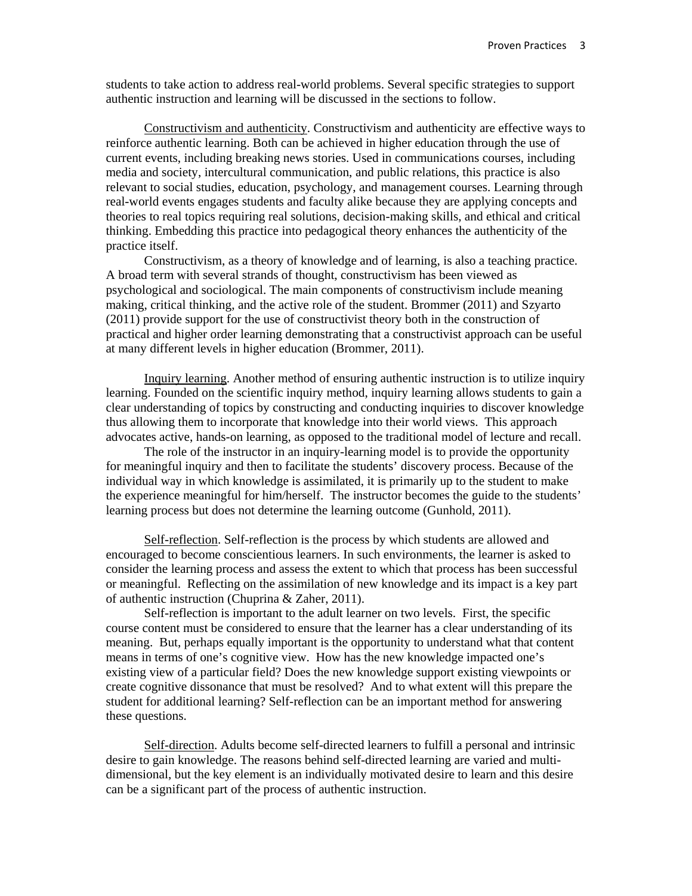students to take action to address real-world problems. Several specific strategies to support authentic instruction and learning will be discussed in the sections to follow.

<u>Constructivism and authenticity</u>. Constructivism and authenticity are effective ways to reinforce authentic learning. Both can be achieved in higher education through the use of current events, including breaking news stories. Used in communications courses, including media and society, intercultural communication, and public relations, this practice is also relevant to social studies, education, psychology, and management courses. Learning through real-world events engages students and faculty alike because they are applying concepts and theories to real topics requiring real solutions, decision-making skills, and ethical and critical thinking. Embedding this practice into pedagogical theory enhances the authenticity of the practice itself.

Constructivism, as a theory of knowledge and of learning, is also a teaching practice. A broad term with several strands of thought, constructivism has been viewed as psychological and sociological. The main components of constructivism include meaning making, critical thinking, and the active role of the student. Brommer (2011) and Szyarto (2011) provide support for the use of constructivist theory both in the construction of practical and higher order learning demonstrating that a constructivist approach can be useful at many different levels in higher education (Brommer, 2011).

<u>Inquiry learning</u>. Another method of ensuring authentic instruction is to utilize inquiry learning. Founded on the scientific inquiry method, inquiry learning allows students to gain a clear understanding of topics by constructing and conducting inquiries to discover knowledge thus allowing them to incorporate that knowledge into their world views. This approach advocates active, hands-on learning, as opposed to the traditional model of lecture and recall.

The role of the instructor in an inquiry-learning model is to provide the opportunity for meaningful inquiry and then to facilitate the students' discovery process. Because of the individual way in which knowledge is assimilated, it is primarily up to the student to make the experience meaningful for him/herself. The instructor becomes the guide to the students' learning process but does not determine the learning outcome (Gunhold, 2011).

<u>Self-reflection</u>. Self-reflection is the process by which students are allowed and encouraged to become conscientious learners. In such environments, the learner is asked to consider the learning process and assess the extent to which that process has been successful or meaningful. Reflecting on the assimilation of new knowledge and its impact is a key part of authentic instruction (Chuprina & Zaher, 2011).

Self-reflection is important to the adult learner on two levels. First, the specific course content must be considered to ensure that the learner has a clear understanding of its meaning. But, perhaps equally important is the opportunity to understand what that content means in terms of one's cognitive view. How has the new knowledge impacted one's existing view of a particular field? Does the new knowledge support existing viewpoints or create cognitive dissonance that must be resolved? And to what extent will this prepare the student for additional learning? Self-reflection can be an important method for answering these questions.

<u>Self-direction</u>. Adults become self-directed learners to fulfill a personal and intrinsic desire to gain knowledge. The reasons behind self-directed learning are varied and multi-dimensional, but the key element is an individually motivated desire to learn and this desire can be a significant part of the process of authentic instruction.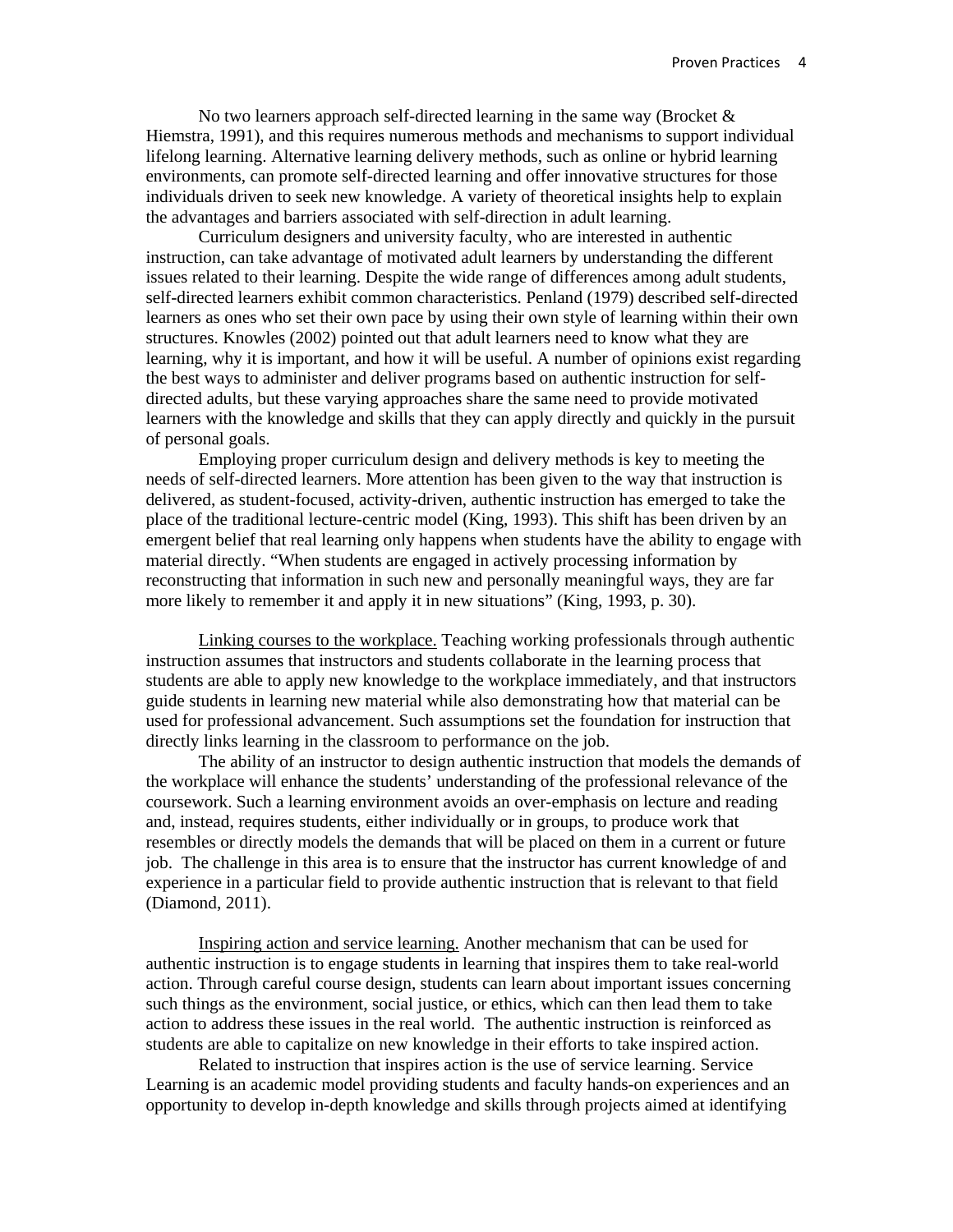No two learners approach self-directed learning in the same way (Brocket & Hiemstra, 1991), and this requires numerous methods and mechanisms to support individual lifelong learning. Alternative learning delivery methods, such as online or hybrid learning environments, can promote self-directed learning and offer innovative structures for those individuals driven to seek new knowledge. A variety of theoretical insights help to explain the advantages and barriers associated with self-direction in adult learning.

Curriculum designers and university faculty, who are interested in authentic instruction, can take advantage of motivated adult learners by understanding the different issues related to their learning. Despite the wide range of differences among adult students, self-directed learners exhibit common characteristics. Penland (1979) described self-directed learners as ones who set their own pace by using their own style of learning within their own structures. Knowles (2002) pointed out that adult learners need to know what they are learning, why it is important, and how it will be useful. A number of opinions exist regarding the best ways to administer and deliver programs based on authentic instruction for self-directed adults, but these varying approaches share the same need to provide motivated learners with the knowledge and skills that they can apply directly and quickly in the pursuit of personal goals.

Employing proper curriculum design and delivery methods is key to meeting the needs of self-directed learners. More attention has been given to the way that instruction is delivered, as student-focused, activity-driven, authentic instruction has emerged to take the place of the traditional lecture-centric model (King, 1993). This shift has been driven by an emergent belief that real learning only happens when students have the ability to engage with material directly. "When students are engaged in actively processing information by reconstructing that information in such new and personally meaningful ways, they are far more likely to remember it and apply it in new situations" (King, 1993, p. 30).

<u>Linking courses to the workplace.</u> Teaching working professionals through authentic instruction assumes that instructors and students collaborate in the learning process that students are able to apply new knowledge to the workplace immediately, and that instructors guide students in learning new material while also demonstrating how that material can be used for professional advancement. Such assumptions set the foundation for instruction that directly links learning in the classroom to performance on the job.

The ability of an instructor to design authentic instruction that models the demands of the workplace will enhance the students' understanding of the professional relevance of the coursework. Such a learning environment avoids an over-emphasis on lecture and reading and, instead, requires students, either individually or in groups, to produce work that resembles or directly models the demands that will be placed on them in a current or future job. The challenge in this area is to ensure that the instructor has current knowledge of and experience in a particular field to provide authentic instruction that is relevant to that field (Diamond, 2011).

<u>Inspiring action and service learning.</u> Another mechanism that can be used for authentic instruction is to engage students in learning that inspires them to take real-world action. Through careful course design, students can learn about important issues concerning such things as the environment, social justice, or ethics, which can then lead them to take action to address these issues in the real world. The authentic instruction is reinforced as students are able to capitalize on new knowledge in their efforts to take inspired action.

Related to instruction that inspires action is the use of service learning. Service Learning is an academic model providing students and faculty hands-on experiences and an opportunity to develop in-depth knowledge and skills through projects aimed at identifying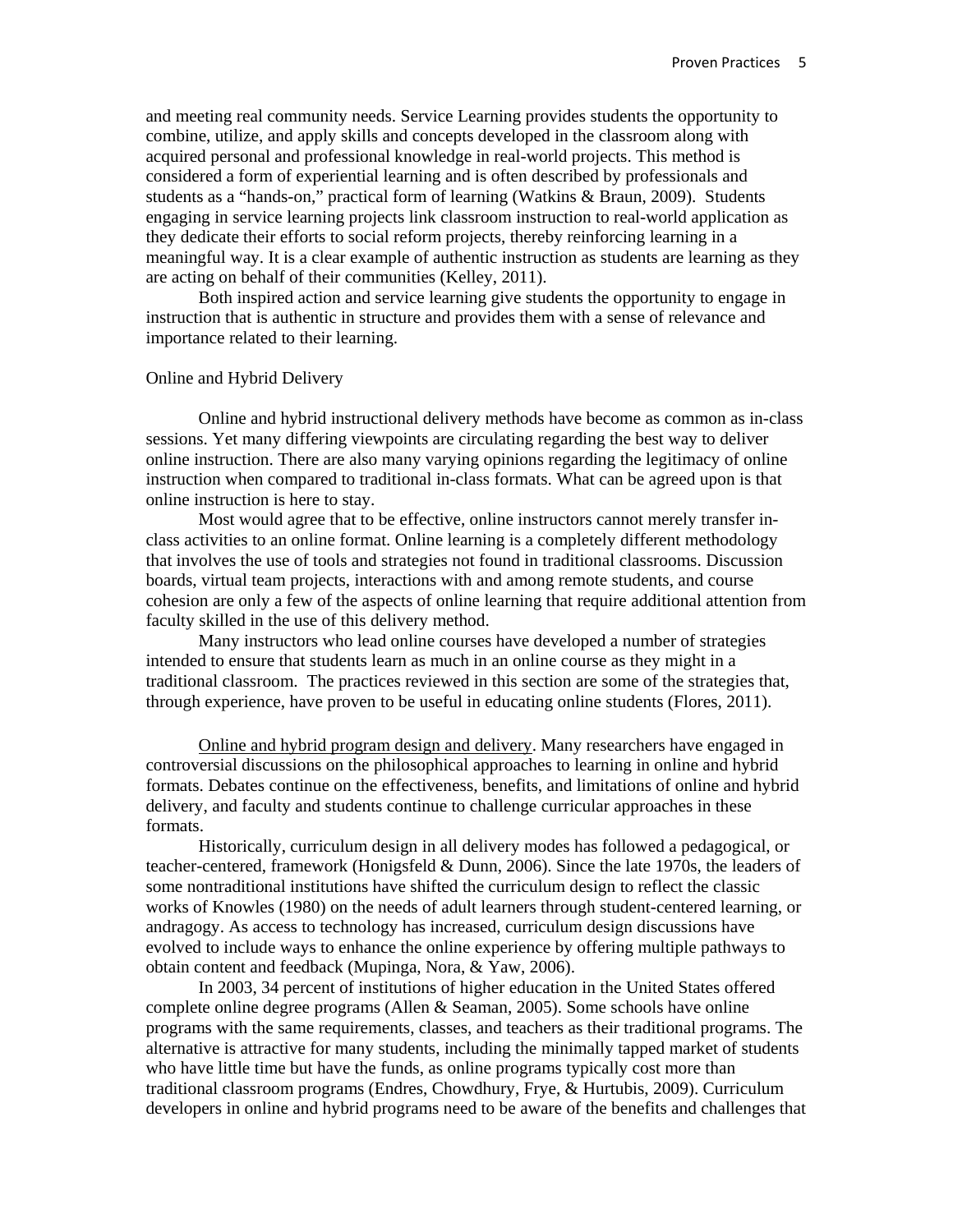and meeting real community needs. Service Learning provides students the opportunity to combine, utilize, and apply skills and concepts developed in the classroom along with acquired personal and professional knowledge in real-world projects. This method is considered a form of experiential learning and is often described by professionals and students as a "hands-on," practical form of learning (Watkins & Braun, 2009). Students engaging in service learning projects link classroom instruction to real-world application as they dedicate their efforts to social reform projects, thereby reinforcing learning in a meaningful way. It is a clear example of authentic instruction as students are learning as they are acting on behalf of their communities (Kelley, 2011).

Both inspired action and service learning give students the opportunity to engage in instruction that is authentic in structure and provides them with a sense of relevance and importance related to their learning.

## Online and Hybrid Delivery

Online and hybrid instructional delivery methods have become as common as in-class sessions. Yet many differing viewpoints are circulating regarding the best way to deliver online instruction. There are also many varying opinions regarding the legitimacy of online instruction when compared to traditional in-class formats. What can be agreed upon is that online instruction is here to stay.

Most would agree that to be effective, online instructors cannot merely transfer in-class activities to an online format. Online learning is a completely different methodology that involves the use of tools and strategies not found in traditional classrooms. Discussion boards, virtual team projects, interactions with and among remote students, and course cohesion are only a few of the aspects of online learning that require additional attention from faculty skilled in the use of this delivery method.

Many instructors who lead online courses have developed a number of strategies intended to ensure that students learn as much in an online course as they might in a traditional classroom. The practices reviewed in this section are some of the strategies that, through experience, have proven to be useful in educating online students (Flores, 2011).

Online and hybrid program design and delivery. Many researchers have engaged in controversial discussions on the philosophical approaches to learning in online and hybrid formats. Debates continue on the effectiveness, benefits, and limitations of online and hybrid delivery, and faculty and students continue to challenge curricular approaches in these formats.

Historically, curriculum design in all delivery modes has followed a pedagogical, or teacher-centered, framework (Honigsfeld & Dunn, 2006). Since the late 1970s, the leaders of some nontraditional institutions have shifted the curriculum design to reflect the classic works of Knowles (1980) on the needs of adult learners through student-centered learning, or andragogy. As access to technology has increased, curriculum design discussions have evolved to include ways to enhance the online experience by offering multiple pathways to obtain content and feedback (Mupinga, Nora, & Yaw, 2006).

In 2003, 34 percent of institutions of higher education in the United States offered complete online degree programs (Allen & Seaman, 2005). Some schools have online programs with the same requirements, classes, and teachers as their traditional programs. The alternative is attractive for many students, including the minimally tapped market of students who have little time but have the funds, as online programs typically cost more than traditional classroom programs (Endres, Chowdhury, Frye, & Hurtubis, 2009). Curriculum developers in online and hybrid programs need to be aware of the benefits and challenges that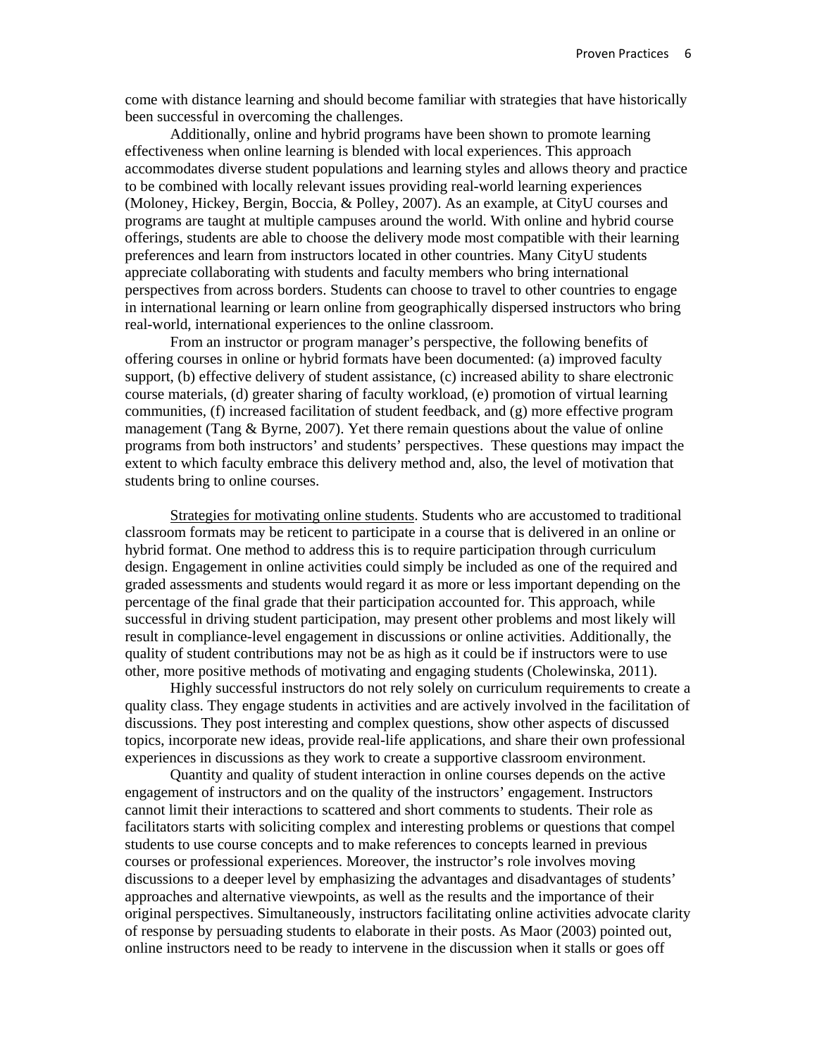come with distance learning and should become familiar with strategies that have historically been successful in overcoming the challenges.

Additionally, online and hybrid programs have been shown to promote learning effectiveness when online learning is blended with local experiences. This approach accommodates diverse student populations and learning styles and allows theory and practice to be combined with locally relevant issues providing real-world learning experiences (Moloney, Hickey, Bergin, Boccia, & Polley, 2007). As an example, at CityU courses and programs are taught at multiple campuses around the world. With online and hybrid course offerings, students are able to choose the delivery mode most compatible with their learning preferences and learn from instructors located in other countries. Many CityU students appreciate collaborating with students and faculty members who bring international perspectives from across borders. Students can choose to travel to other countries to engage in international learning or learn online from geographically dispersed instructors who bring real-world, international experiences to the online classroom.

From an instructor or program manager's perspective, the following benefits of offering courses in online or hybrid formats have been documented: (a) improved faculty support, (b) effective delivery of student assistance, (c) increased ability to share electronic course materials, (d) greater sharing of faculty workload, (e) promotion of virtual learning communities, (f) increased facilitation of student feedback, and (g) more effective program management (Tang & Byrne, 2007). Yet there remain questions about the value of online programs from both instructors' and students' perspectives. These questions may impact the extent to which faculty embrace this delivery method and, also, the level of motivation that students bring to online courses.

<u>Strategies for motivating online students</u>. Students who are accustomed to traditional classroom formats may be reticent to participate in a course that is delivered in an online or hybrid format. One method to address this is to require participation through curriculum design. Engagement in online activities could simply be included as one of the required and graded assessments and students would regard it as more or less important depending on the percentage of the final grade that their participation accounted for. This approach, while successful in driving student participation, may present other problems and most likely will result in compliance-level engagement in discussions or online activities. Additionally, the quality of student contributions may not be as high as it could be if instructors were to use other, more positive methods of motivating and engaging students (Cholewinska, 2011).

Highly successful instructors do not rely solely on curriculum requirements to create a quality class. They engage students in activities and are actively involved in the facilitation of discussions. They post interesting and complex questions, show other aspects of discussed topics, incorporate new ideas, provide real-life applications, and share their own professional experiences in discussions as they work to create a supportive classroom environment.

Quantity and quality of student interaction in online courses depends on the active engagement of instructors and on the quality of the instructors' engagement. Instructors cannot limit their interactions to scattered and short comments to students. Their role as facilitators starts with soliciting complex and interesting problems or questions that compel students to use course concepts and to make references to concepts learned in previous courses or professional experiences. Moreover, the instructor's role involves moving discussions to a deeper level by emphasizing the advantages and disadvantages of students' approaches and alternative viewpoints, as well as the results and the importance of their original perspectives. Simultaneously, instructors facilitating online activities advocate clarity of response by persuading students to elaborate in their posts. As Maor (2003) pointed out, online instructors need to be ready to intervene in the discussion when it stalls or goes off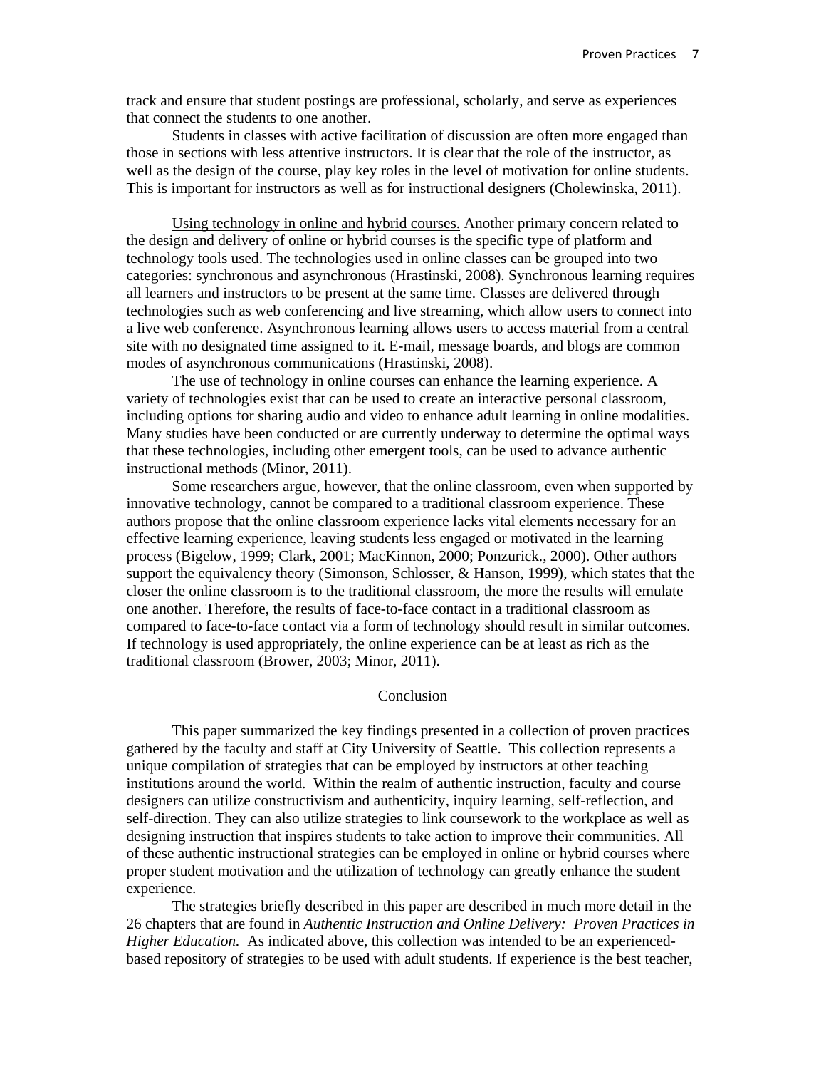track and ensure that student postings are professional, scholarly, and serve as experiences that connect the students to one another.

Students in classes with active facilitation of discussion are often more engaged than those in sections with less attentive instructors. It is clear that the role of the instructor, as well as the design of the course, play key roles in the level of motivation for online students. This is important for instructors as well as for instructional designers (Cholewinska, 2011).

<u>Using technology in online and hybrid courses.</u> Another primary concern related to the design and delivery of online or hybrid courses is the specific type of platform and technology tools used. The technologies used in online classes can be grouped into two categories: synchronous and asynchronous (Hrastinski, 2008). Synchronous learning requires all learners and instructors to be present at the same time. Classes are delivered through technologies such as web conferencing and live streaming, which allow users to connect into a live web conference. Asynchronous learning allows users to access material from a central site with no designated time assigned to it. E-mail, message boards, and blogs are common modes of asynchronous communications (Hrastinski, 2008).

The use of technology in online courses can enhance the learning experience. A variety of technologies exist that can be used to create an interactive personal classroom, including options for sharing audio and video to enhance adult learning in online modalities. Many studies have been conducted or are currently underway to determine the optimal ways that these technologies, including other emergent tools, can be used to advance authentic instructional methods (Minor, 2011).

Some researchers argue, however, that the online classroom, even when supported by innovative technology, cannot be compared to a traditional classroom experience. These authors propose that the online classroom experience lacks vital elements necessary for an effective learning experience, leaving students less engaged or motivated in the learning process (Bigelow, 1999; Clark, 2001; MacKinnon, 2000; Ponzurick., 2000). Other authors support the equivalency theory (Simonson, Schlosser, & Hanson, 1999), which states that the closer the online classroom is to the traditional classroom, the more the results will emulate one another. Therefore, the results of face-to-face contact in a traditional classroom as compared to face-to-face contact via a form of technology should result in similar outcomes. If technology is used appropriately, the online experience can be at least as rich as the traditional classroom (Brower, 2003; Minor, 2011).

## Conclusion

This paper summarized the key findings presented in a collection of proven practices gathered by the faculty and staff at City University of Seattle. This collection represents a unique compilation of strategies that can be employed by instructors at other teaching institutions around the world. Within the realm of authentic instruction, faculty and course designers can utilize constructivism and authenticity, inquiry learning, self-reflection, and self-direction. They can also utilize strategies to link coursework to the workplace as well as designing instruction that inspires students to take action to improve their communities. All of these authentic instructional strategies can be employed in online or hybrid courses where proper student motivation and the utilization of technology can greatly enhance the student experience.

The strategies briefly described in this paper are described in much more detail in the 26 chapters that are found in *Authentic Instruction and Online Delivery: Proven Practices in Higher Education.* As indicated above, this collection was intended to be an experienced-based repository of strategies to be used with adult students. If experience is the best teacher,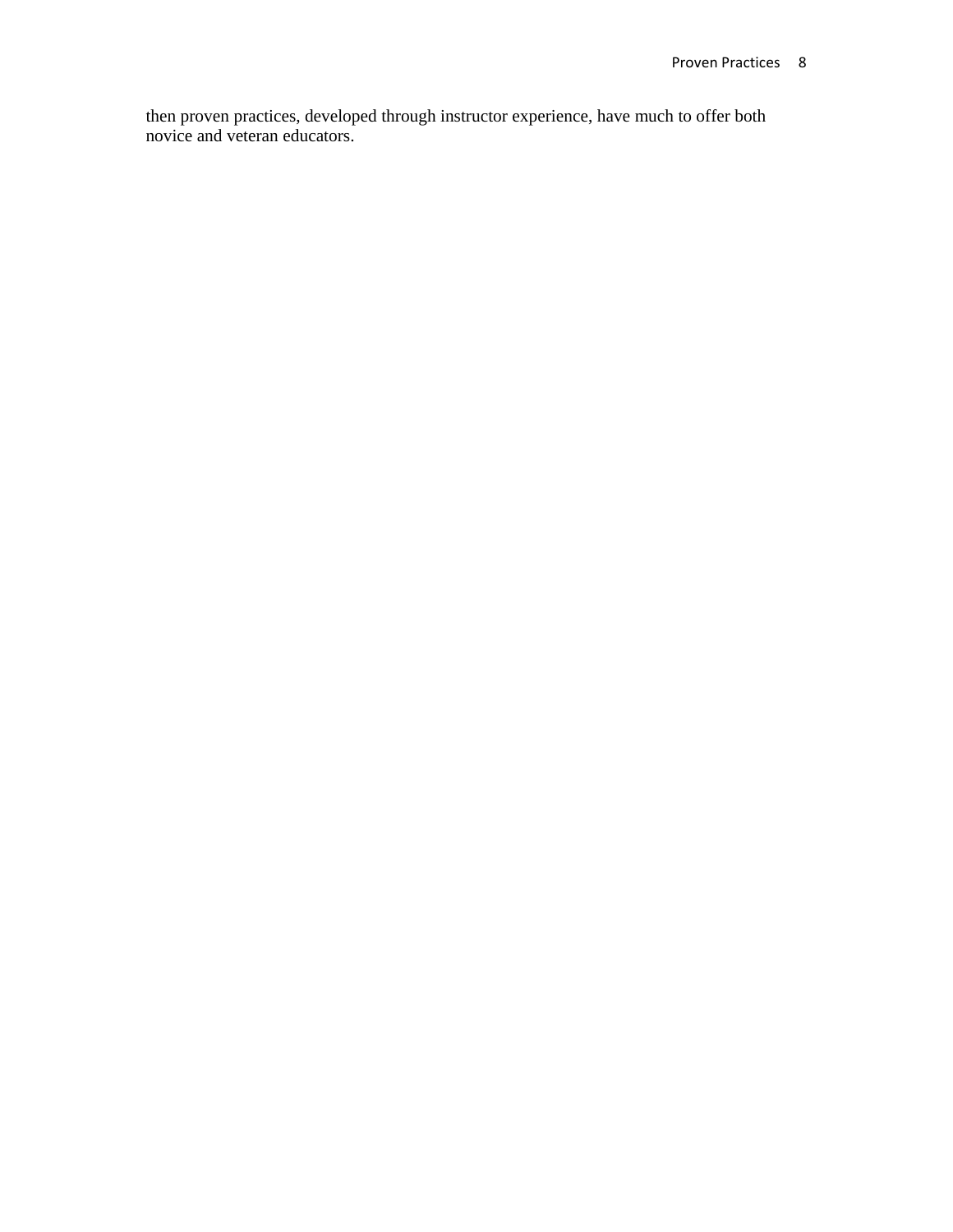then proven practices, developed through instructor experience, have much to offer both novice and veteran educators.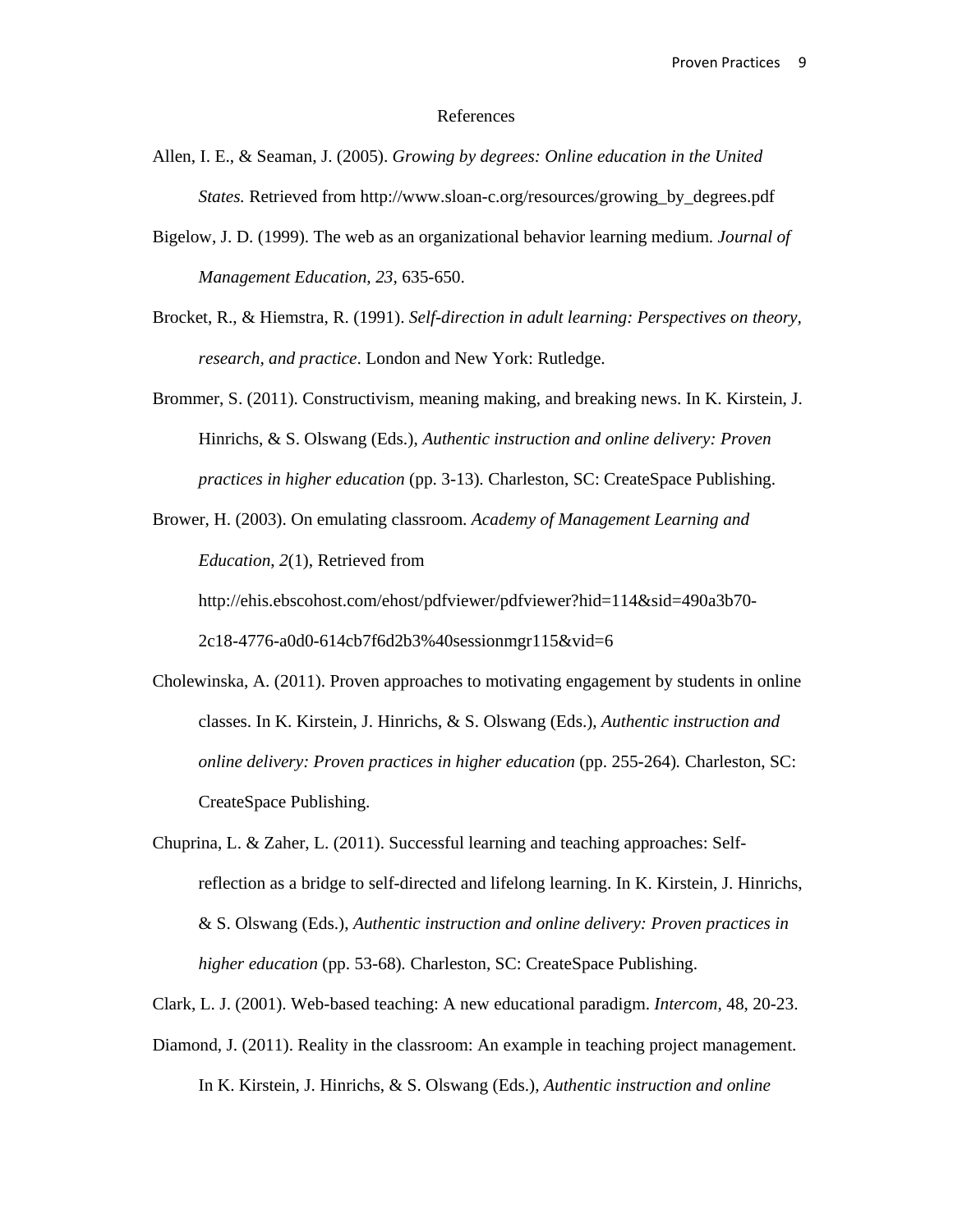# References

Allen, I. E., & Seaman, J. (2005). *Growing by degrees: Online education in the United States.* Retrieved from http://www.sloan-c.org/resources/growing_by_degrees.pdf

Bigelow, J. D. (1999). The web as an organizational behavior learning medium. *Journal of Management Education, 23*, 635-650.

Brocket, R., & Hiemstra, R. (1991). *Self-direction in adult learning: Perspectives on theory, research, and practice*. London and New York: Rutledge.

Brommer, S. (2011). Constructivism, meaning making, and breaking news. In K. Kirstein, J. Hinrichs, & S. Olswang (Eds.), *Authentic instruction and online delivery: Proven practices in higher education* (pp. 3-13). Charleston, SC: CreateSpace Publishing.

Brower, H. (2003). On emulating classroom. *Academy of Management Learning and Education*, *2*(1), Retrieved from http://ehis.ebscohost.com/ehost/pdfviewer/pdfviewer?hid=114&sid=490a3b70-2c18-4776-a0d0-614cb7f6d2b3%40sessionmgr115&vid=6

Cholewinska, A. (2011). Proven approaches to motivating engagement by students in online classes. In K. Kirstein, J. Hinrichs, & S. Olswang (Eds.), *Authentic instruction and online delivery: Proven practices in higher education* (pp. 255-264). Charleston, SC: CreateSpace Publishing.

Chuprina, L. & Zaher, L. (2011). Successful learning and teaching approaches: Self-reflection as a bridge to self-directed and lifelong learning. In K. Kirstein, J. Hinrichs, & S. Olswang (Eds.), *Authentic instruction and online delivery: Proven practices in higher education* (pp. 53-68). Charleston, SC: CreateSpace Publishing.

Clark, L. J. (2001). Web-based teaching: A new educational paradigm. *Intercom*, 48, 20-23.

Diamond, J. (2011). Reality in the classroom: An example in teaching project management. In K. Kirstein, J. Hinrichs, & S. Olswang (Eds.), *Authentic instruction and online*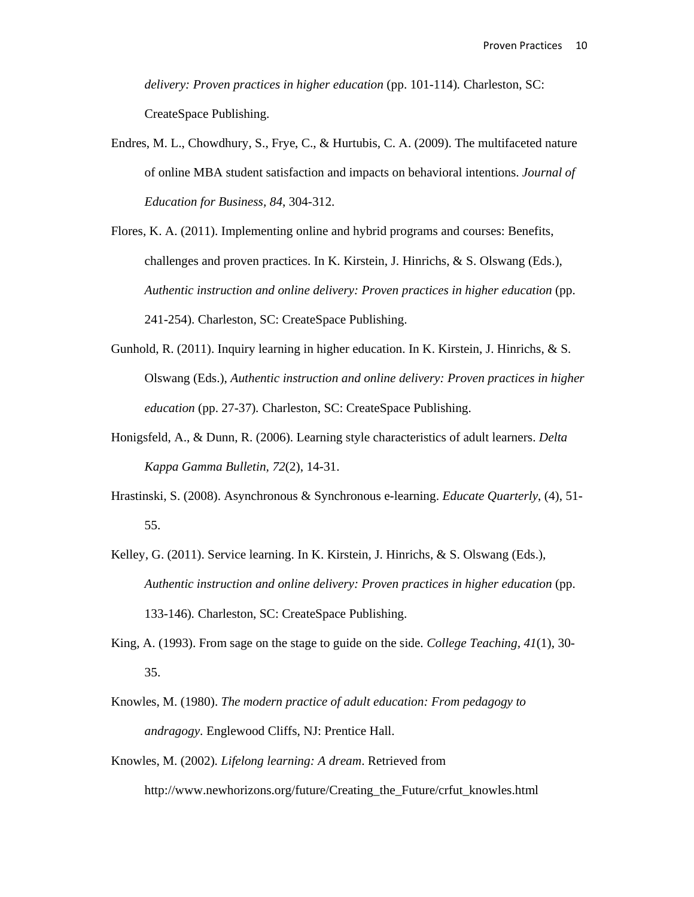*delivery: Proven practices in higher education* (pp. 101-114). Charleston, SC: CreateSpace Publishing.

Endres, M. L., Chowdhury, S., Frye, C., & Hurtubis, C. A. (2009). The multifaceted nature of online MBA student satisfaction and impacts on behavioral intentions. *Journal of Education for Business*, *84*, 304-312.

Flores, K. A. (2011). Implementing online and hybrid programs and courses: Benefits, challenges and proven practices. In K. Kirstein, J. Hinrichs, & S. Olswang (Eds.), *Authentic instruction and online delivery: Proven practices in higher education* (pp. 241-254). Charleston, SC: CreateSpace Publishing.

Gunhold, R. (2011). Inquiry learning in higher education. In K. Kirstein, J. Hinrichs, & S. Olswang (Eds.), *Authentic instruction and online delivery: Proven practices in higher education* (pp. 27-37). Charleston, SC: CreateSpace Publishing.

Honigsfeld, A., & Dunn, R. (2006). Learning style characteristics of adult learners. *Delta Kappa Gamma Bulletin*, *72*(2), 14-31.

Hrastinski, S. (2008). Asynchronous & Synchronous e-learning. *Educate Quarterly*, (4), 51-55.

Kelley, G. (2011). Service learning. In K. Kirstein, J. Hinrichs, & S. Olswang (Eds.), *Authentic instruction and online delivery: Proven practices in higher education* (pp. 133-146). Charleston, SC: CreateSpace Publishing.

King, A. (1993). From sage on the stage to guide on the side. *College Teaching*, *41*(1), 30-35.

Knowles, M. (1980). *The modern practice of adult education: From pedagogy to andragogy*. Englewood Cliffs, NJ: Prentice Hall.

Knowles, M. (2002). *Lifelong learning: A dream*. Retrieved from http://www.newhorizons.org/future/Creating_the_Future/crfut_knowles.html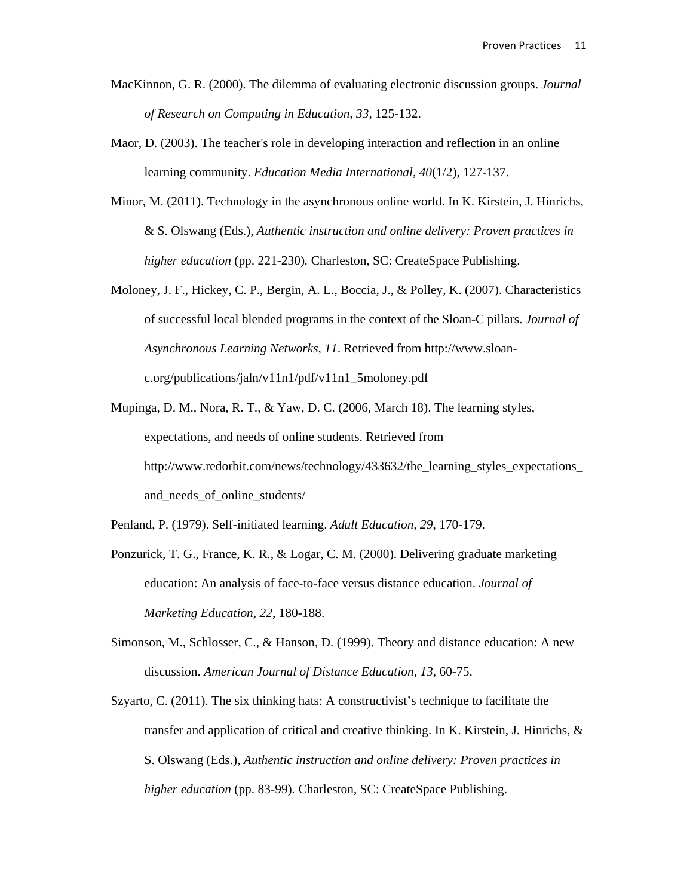MacKinnon, G. R. (2000). The dilemma of evaluating electronic discussion groups. *Journal of Research on Computing in Education, 33*, 125-132.

Maor, D. (2003). The teacher's role in developing interaction and reflection in an online learning community. *Education Media International, 40*(1/2), 127-137.

Minor, M. (2011). Technology in the asynchronous online world. In K. Kirstein, J. Hinrichs, & S. Olswang (Eds.), *Authentic instruction and online delivery: Proven practices in higher education* (pp. 221-230)*.* Charleston, SC: CreateSpace Publishing.

Moloney, J. F., Hickey, C. P., Bergin, A. L., Boccia, J., & Polley, K. (2007). Characteristics of successful local blended programs in the context of the Sloan-C pillars. *Journal of Asynchronous Learning Networks, 11*. Retrieved from http://www.sloan-c.org/publications/jaln/v11n1/pdf/v11n1_5moloney.pdf

Mupinga, D. M., Nora, R. T., & Yaw, D. C. (2006, March 18). The learning styles, expectations, and needs of online students. Retrieved from http://www.redorbit.com/news/technology/433632/the_learning_styles_expectations_and_needs_of_online_students/

Penland, P. (1979). Self-initiated learning. *Adult Education, 29*, 170-179.

Ponzurick, T. G., France, K. R., & Logar, C. M. (2000). Delivering graduate marketing education: An analysis of face-to-face versus distance education. *Journal of Marketing Education, 22*, 180-188.

Simonson, M., Schlosser, C., & Hanson, D. (1999). Theory and distance education: A new discussion. *American Journal of Distance Education, 13*, 60-75.

Szyarto, C. (2011). The six thinking hats: A constructivist's technique to facilitate the transfer and application of critical and creative thinking. In K. Kirstein, J. Hinrichs, & S. Olswang (Eds.), *Authentic instruction and online delivery: Proven practices in higher education* (pp. 83-99). Charleston, SC: CreateSpace Publishing.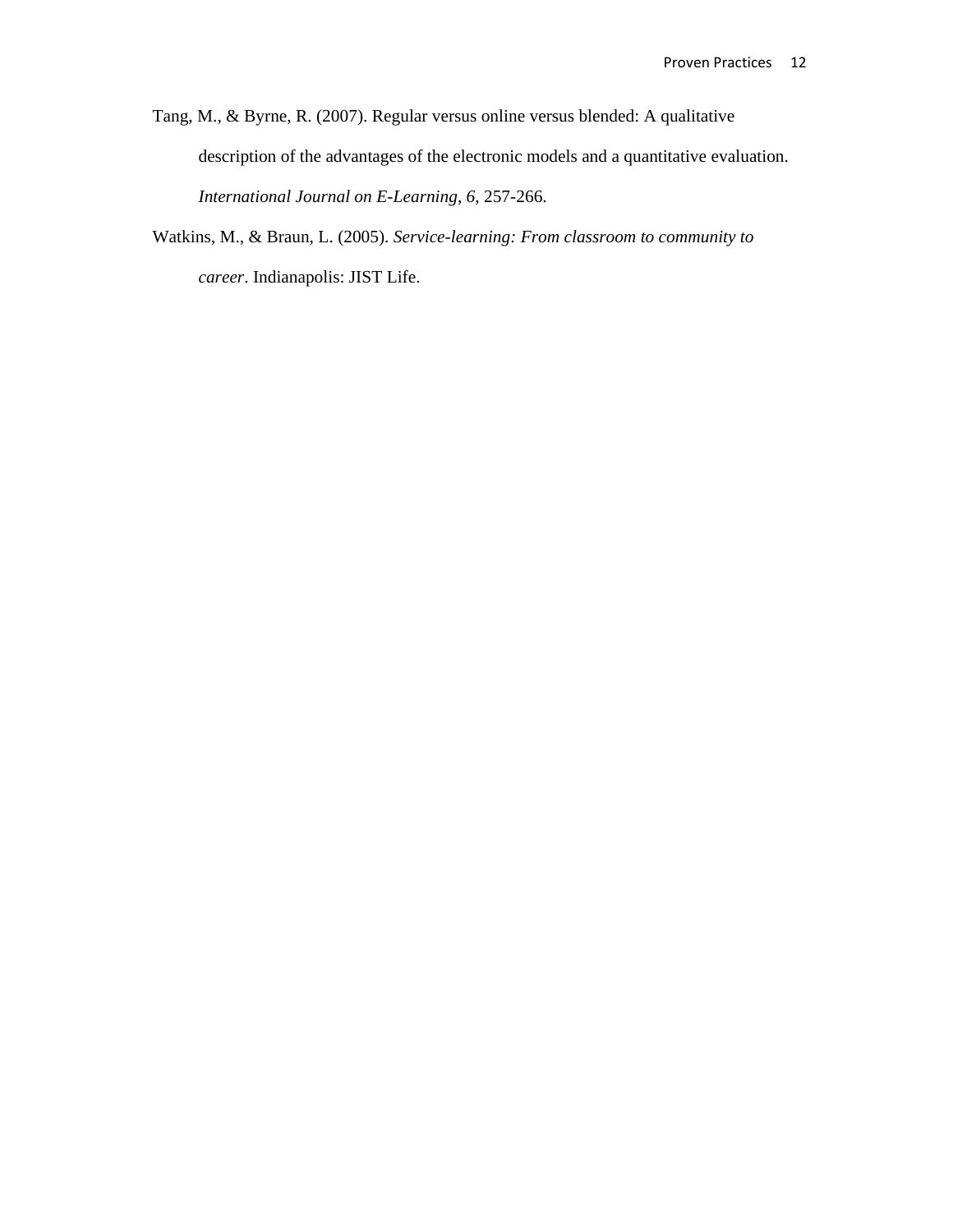Tang, M., & Byrne, R. (2007). Regular versus online versus blended: A qualitative description of the advantages of the electronic models and a quantitative evaluation. *International Journal on E-Learning, 6*, 257-266.

Watkins, M., & Braun, L. (2005). *Service-learning: From classroom to community to career*. Indianapolis: JIST Life.